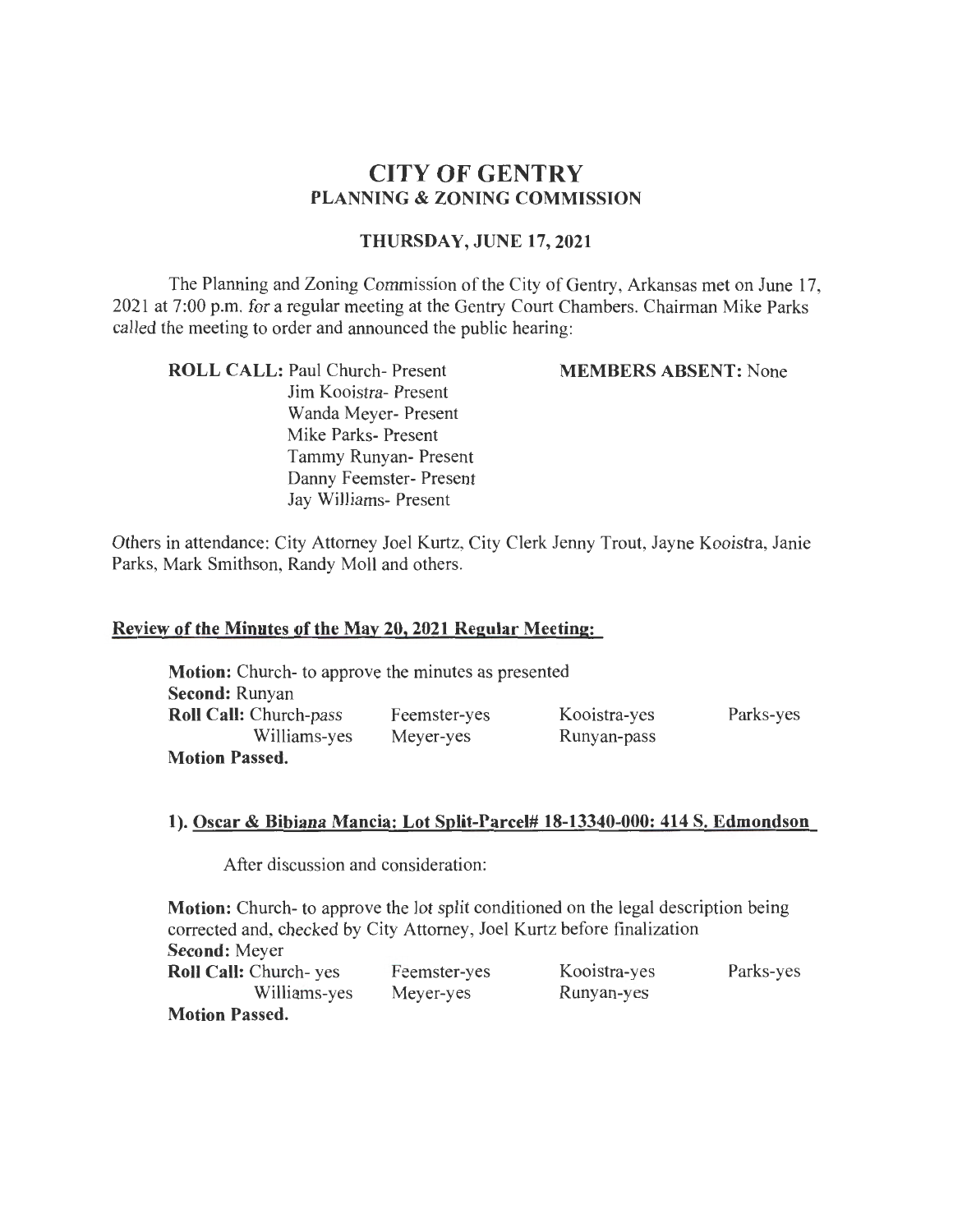# CITY OF GENTRY
## PLANNING & ZONING COMMISSION

### THURSDAY, JUNE 17, 2021

The Planning and Zoning Commission of the City of Gentry, Arkansas met on June 17, 2021 at 7:00 p.m. for a regular meeting at the Gentry Court Chambers. Chairman Mike Parks called the meeting to order and announced the public hearing:

**ROLL CALL:** Paul Church- Present
Jim Kooistra- Present
Wanda Meyer- Present
Mike Parks- Present
Tammy Runyan- Present
Danny Feemster- Present
Jay Williams- Present

**MEMBERS ABSENT:** None

Others in attendance: City Attorney Joel Kurtz, City Clerk Jenny Trout, Jayne Kooistra, Janie Parks, Mark Smithson, Randy Moll and others.

**Review of the Minutes of the May 20, 2021 Regular Meeting:**

**Motion:** Church- to approve the minutes as presented
**Second:** Runyan

| **Roll Call:** Church-pass | Feemster-yes | Kooistra-yes | Parks-yes |
|---|---|---|---|
| Williams-yes | Meyer-yes | Runyan-pass | |

**Motion Passed.**

**1). Oscar & Bibiana Mancia: Lot Split-Parcel# 18-13340-000: 414 S. Edmondson**

After discussion and consideration:

**Motion:** Church- to approve the lot split conditioned on the legal description being corrected and, checked by City Attorney, Joel Kurtz before finalization
**Second:** Meyer

| **Roll Call:** Church- yes | Feemster-yes | Kooistra-yes | Parks-yes |
|---|---|---|---|
| Williams-yes | Meyer-yes | Runyan-yes | |

**Motion Passed.**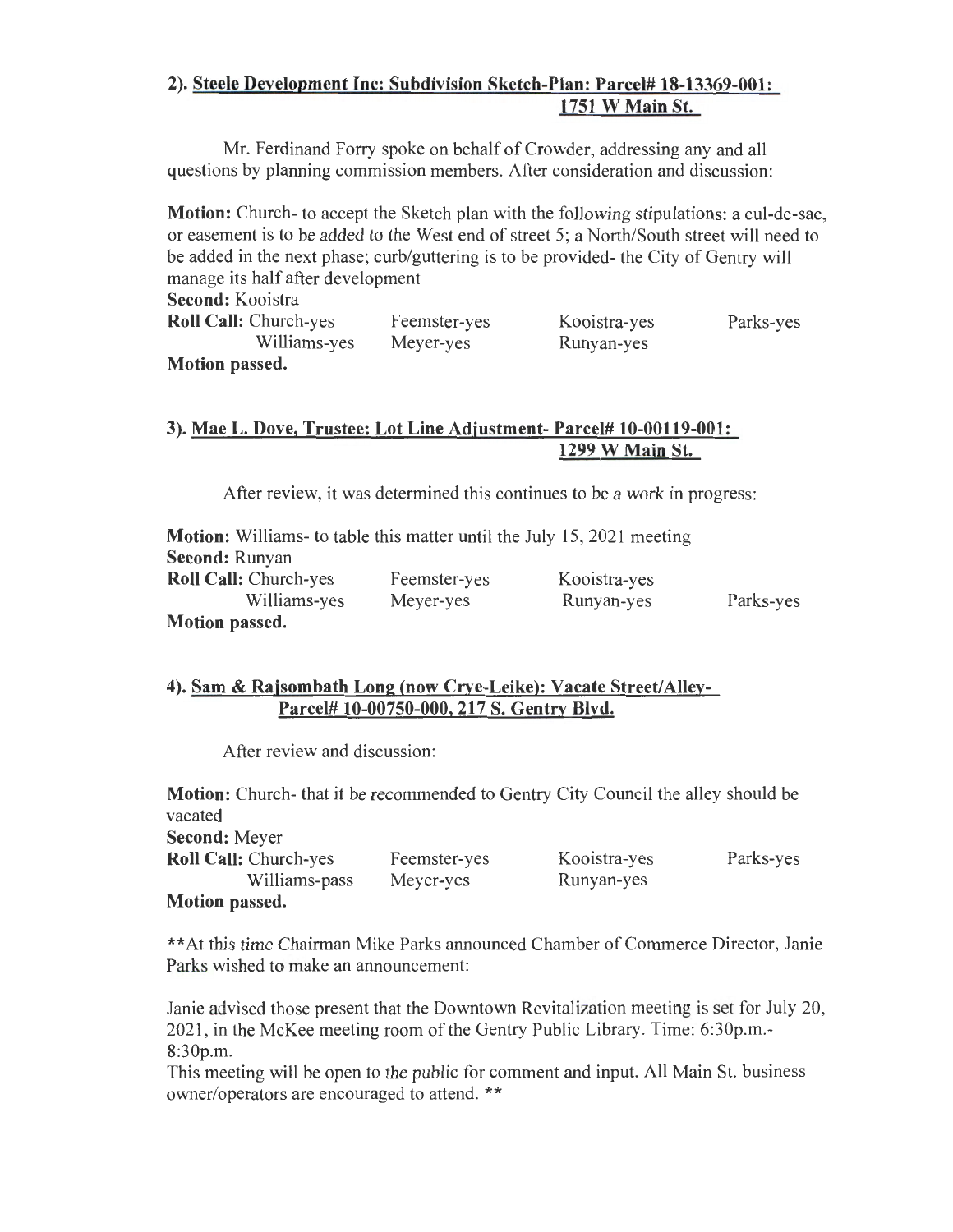## 2). Steele Development Inc: Subdivision Sketch-Plan: Parcel# 18-13369-001: 1751 W Main St.

Mr. Ferdinand Forry spoke on behalf of Crowder, addressing any and all questions by planning commission members. After consideration and discussion:

**Motion:** Church- to accept the Sketch plan with the following stipulations: a cul-de-sac, or easement is to be added to the West end of street 5; a North/South street will need to be added in the next phase; curb/guttering is to be provided- the City of Gentry will manage its half after development

**Second:** Kooistra

**Roll Call:** Church-yes Feemster-yes Kooistra-yes Parks-yes
Williams-yes Meyer-yes Runyan-yes

**Motion passed.**

## 3). Mae L. Dove, Trustee: Lot Line Adjustment- Parcel# 10-00119-001: 1299 W Main St.

After review, it was determined this continues to be a work in progress:

**Motion:** Williams- to table this matter until the July 15, 2021 meeting

**Second:** Runyan

**Roll Call:** Church-yes Feemster-yes Kooistra-yes
Williams-yes Meyer-yes Runyan-yes Parks-yes

**Motion passed.**

## 4). Sam & Rajsombath Long (now Crye-Leike): Vacate Street/Alley- Parcel# 10-00750-000, 217 S. Gentry Blvd.

After review and discussion:

**Motion:** Church- that it be recommended to Gentry City Council the alley should be vacated

**Second:** Meyer

**Roll Call:** Church-yes Feemster-yes Kooistra-yes Parks-yes
Williams-pass Meyer-yes Runyan-yes

**Motion passed.**

**At this time Chairman Mike Parks announced Chamber of Commerce Director, Janie Parks wished to make an announcement:

Janie advised those present that the Downtown Revitalization meeting is set for July 20, 2021, in the McKee meeting room of the Gentry Public Library. Time: 6:30p.m.- 8:30p.m.

This meeting will be open to the public for comment and input. All Main St. business owner/operators are encouraged to attend. **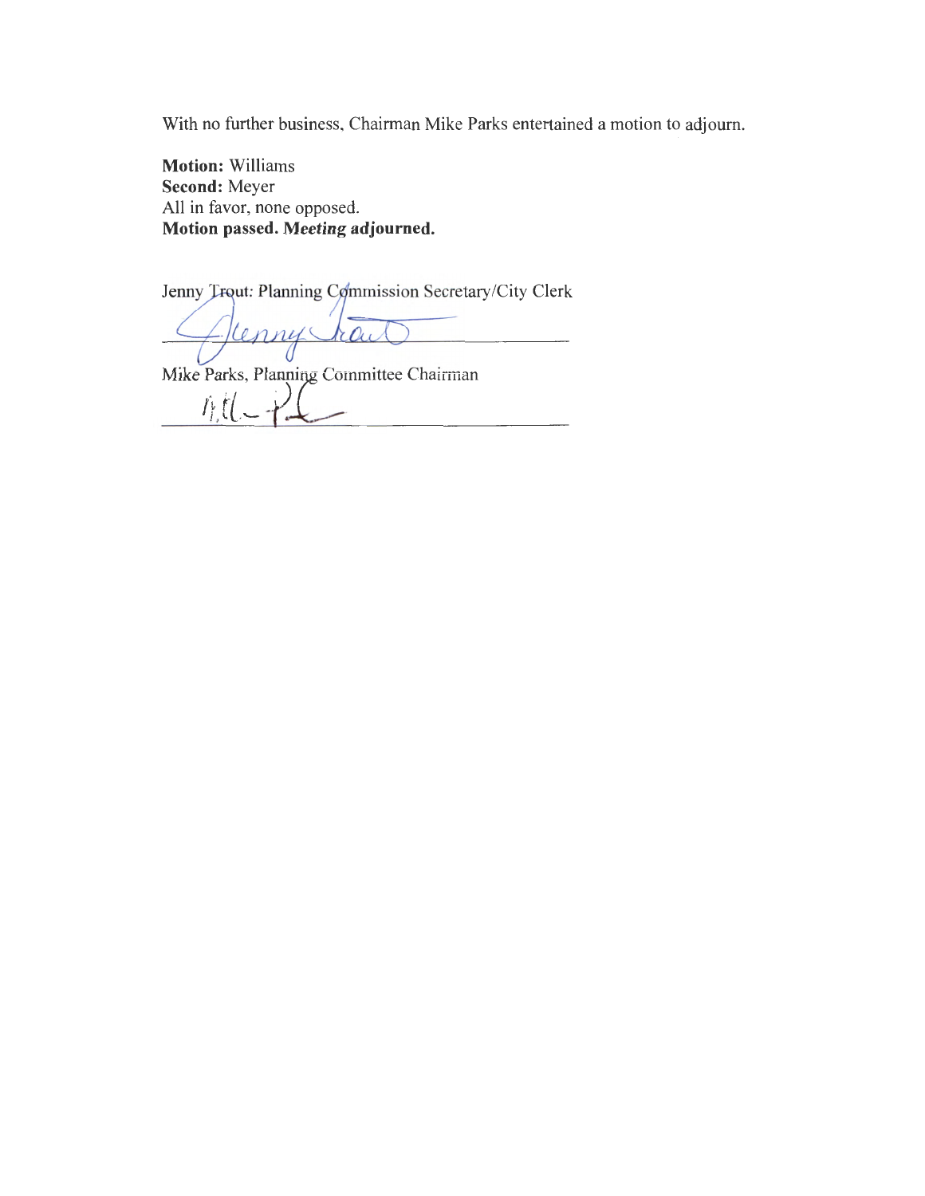With no further business, Chairman Mike Parks entertained a motion to adjourn.

**Motion:** Williams
**Second:** Meyer
All in favor, none opposed.
**Motion passed. *Meeting* adjourned.**

Jenny Trout: Planning Commission Secretary/City Clerk

Mike Parks, Planning Committee Chairman